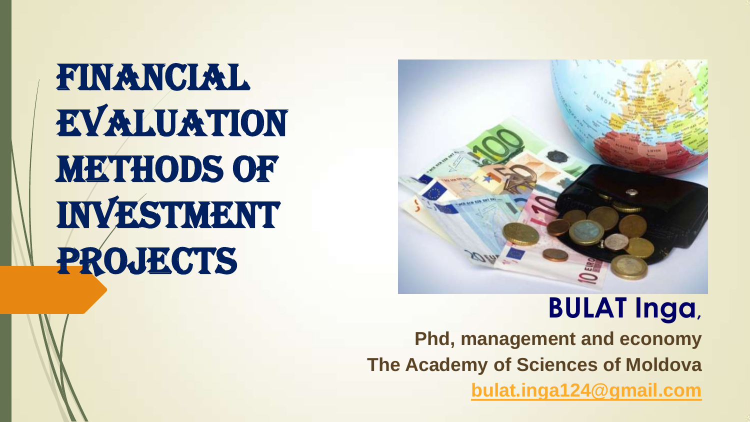# FINANCIAL EVALUATION METHODS OF INVESTMENT PROJECTS

**BULAT Inga**,

**Phd, management and economy**

**The Academy of Sciences of Moldova**

**bulat.inga124@gmail.com**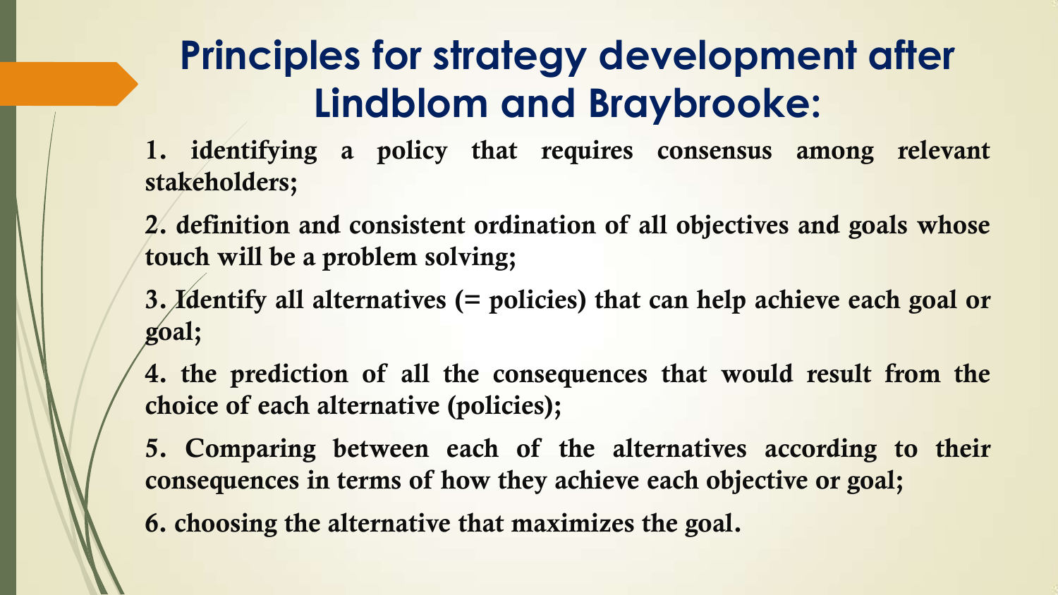# Principles for strategy development after Lindblom and Braybrooke:

1. identifying a policy that requires consensus among relevant stakeholders;
2. definition and consistent ordination of all objectives and goals whose touch will be a problem solving;
3. Identify all alternatives (= policies) that can help achieve each goal or goal;
4. the prediction of all the consequences that would result from the choice of each alternative (policies);
5. Comparing between each of the alternatives according to their consequences in terms of how they achieve each objective or goal;
6. choosing the alternative that maximizes the goal.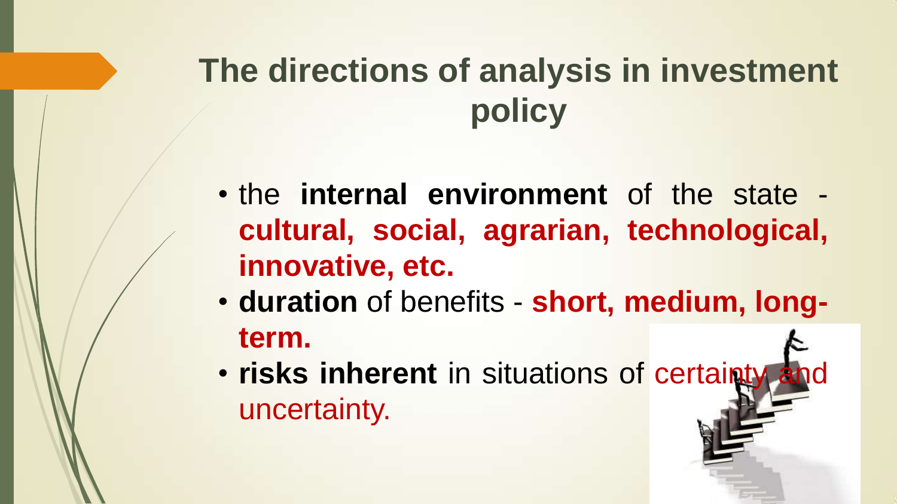# The directions of analysis in investment policy

- the **internal environment** of the state - **cultural, social, agrarian, technological, innovative, etc.**
- **duration** of benefits - **short, medium, long-term.**
- **risks inherent** in situations of certainty and uncertainty.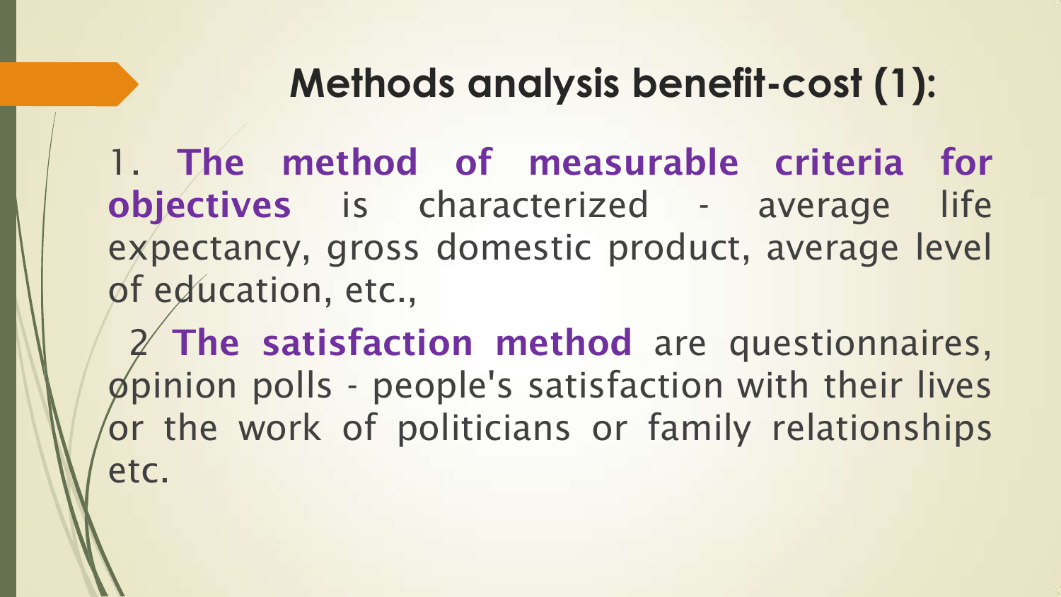## Methods analysis benefit-cost (1):

1. **The method of measurable criteria for objectives** is characterized - average life expectancy, gross domestic product, average level of education, etc.,

2 **The satisfaction method** are questionnaires, opinion polls - people's satisfaction with their lives or the work of politicians or family relationships etc.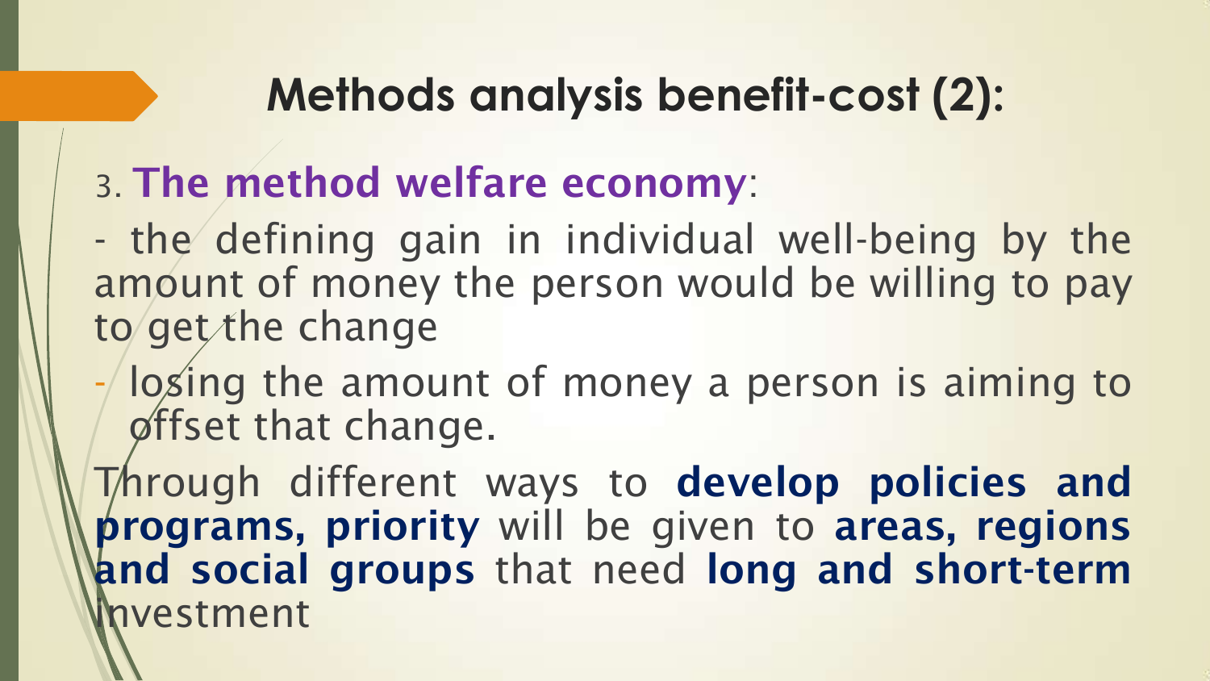# Methods analysis benefit-cost (2):

3. **The method welfare economy**:

- the defining gain in individual well-being by the amount of money the person would be willing to pay to get the change
- losing the amount of money a person is aiming to offset that change.

Through different ways to **develop policies and programs, priority** will be given to **areas, regions and social groups** that need **long and short-term** investment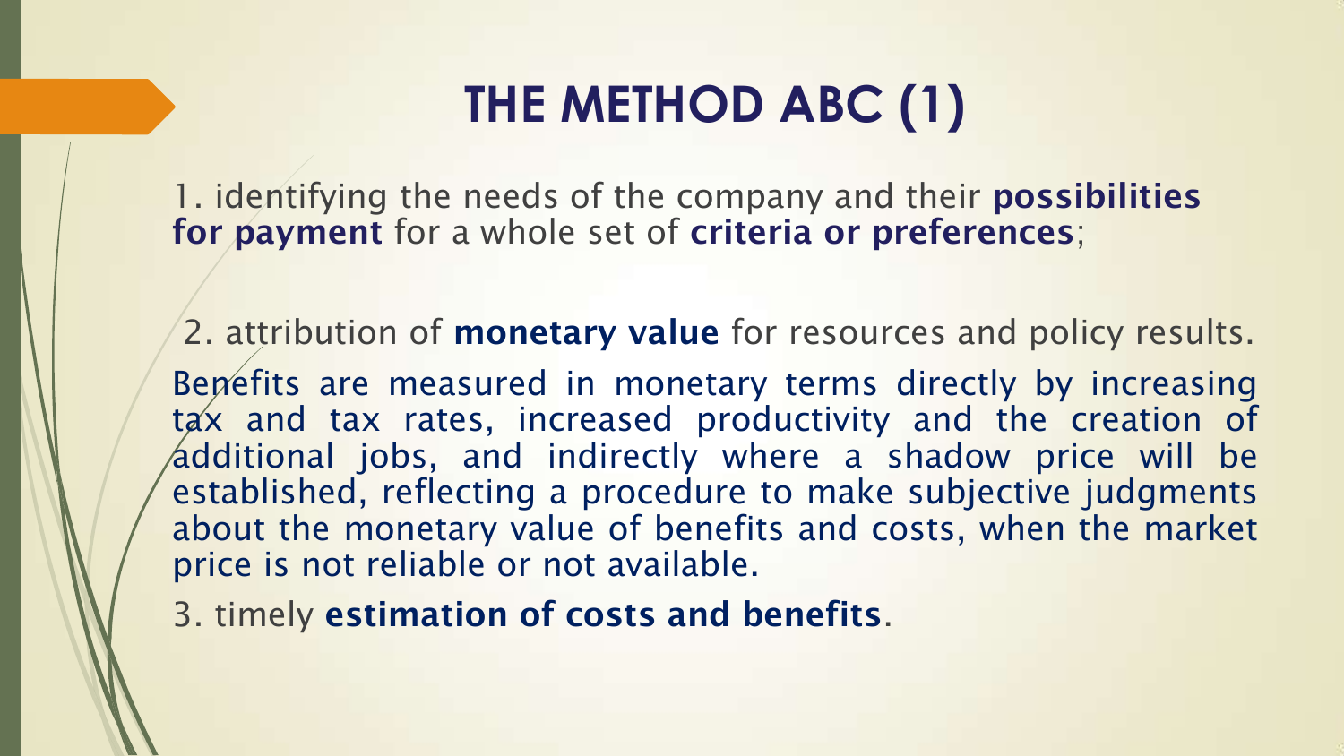# THE METHOD ABC (1)

1. identifying the needs of the company and their **possibilities for payment** for a whole set of **criteria or preferences**;

2. attribution of **monetary value** for resources and policy results.

Benefits are measured in monetary terms directly by increasing tax and tax rates, increased productivity and the creation of additional jobs, and indirectly where a shadow price will be established, reflecting a procedure to make subjective judgments about the monetary value of benefits and costs, when the market price is not reliable or not available.

3. timely **estimation of costs and benefits**.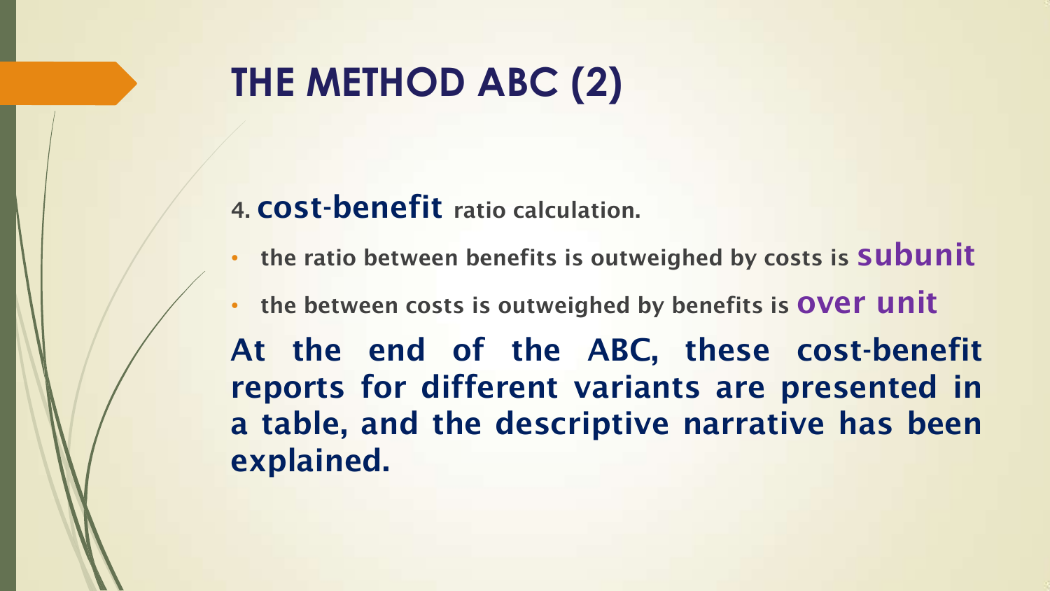# THE METHOD ABC (2)

4. **cost-benefit** **ratio calculation.**

- **the ratio between benefits is outweighed by costs is subunit**
- **the between costs is outweighed by benefits is over unit**

**At the end of the ABC, these cost-benefit reports for different variants are presented in a table, and the descriptive narrative has been explained.**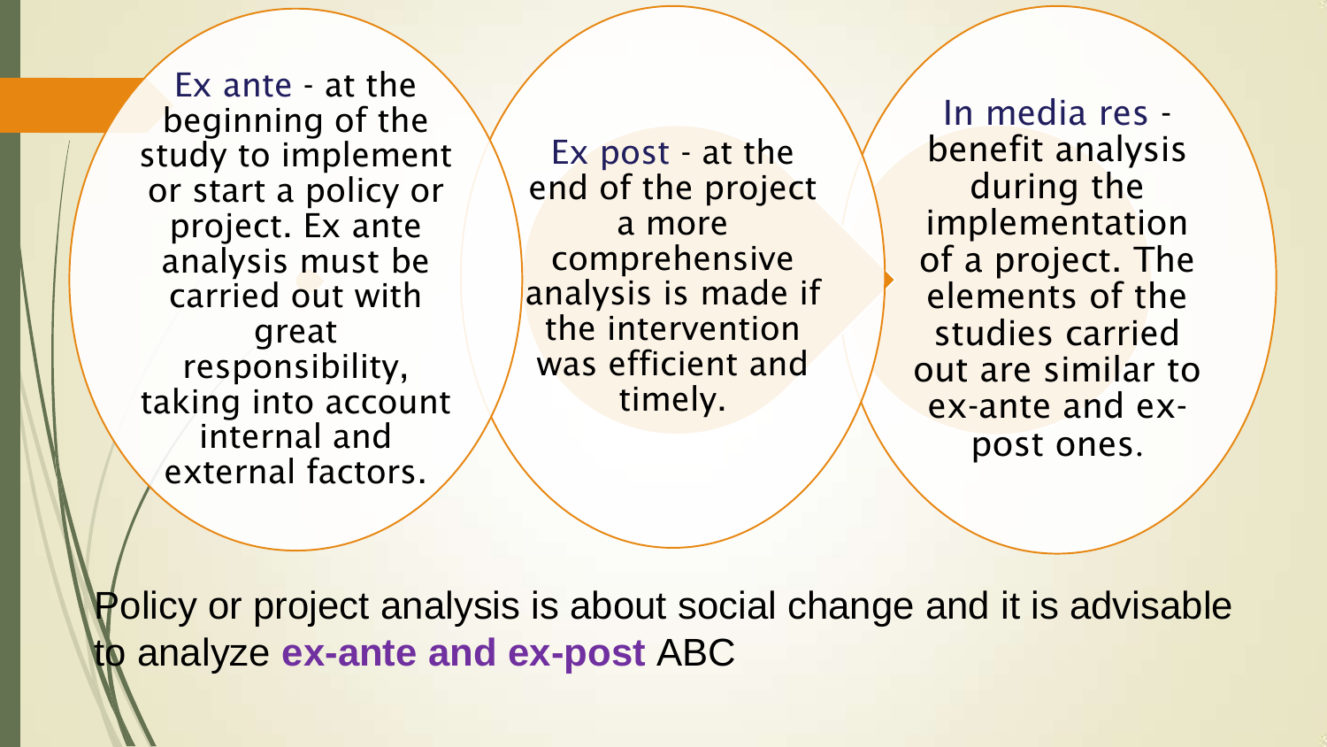Ex ante - at the beginning of the study to implement or start a policy or project. Ex ante analysis must be carried out with great responsibility, taking into account internal and external factors.

Ex post - at the end of the project a more comprehensive analysis is made if the intervention was efficient and timely.

In media res - benefit analysis during the implementation of a project. The elements of the studies carried out are similar to ex-ante and ex-post ones.

Policy or project analysis is about social change and it is advisable to analyze **ex-ante and ex-post** ABC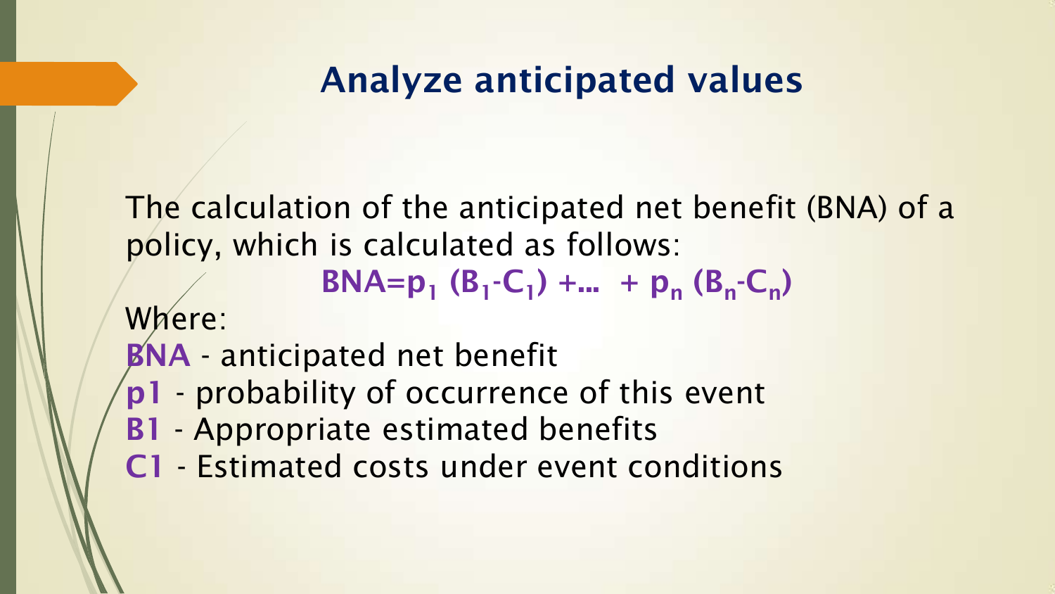## Analyze anticipated values

The calculation of the anticipated net benefit (BNA) of a policy, which is calculated as follows:

$$BNA = p_1 (B_1 - C_1) + \dots + p_n (B_n - C_n)$$

Where:

**BNA** - anticipated net benefit

**p1** - probability of occurrence of this event

**B1** - Appropriate estimated benefits

**C1** - Estimated costs under event conditions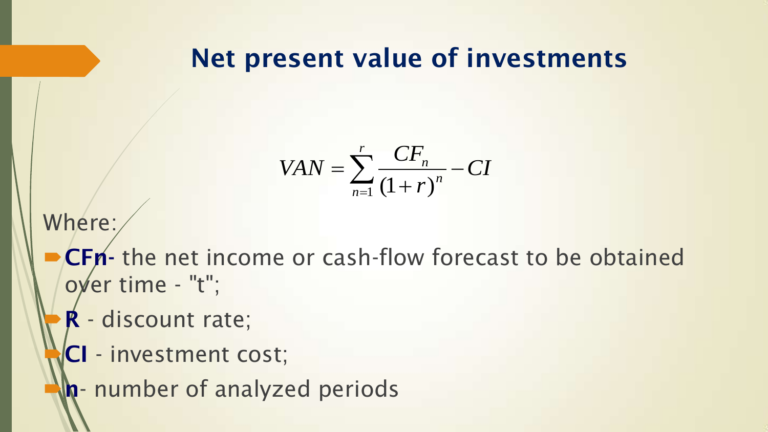## Net present value of investments

$$VAN = \sum_{n=1}^{r} \frac{CF_n}{(1+r)^n} - CI$$

Where:

- **CFn**- the net income or cash-flow forecast to be obtained over time - "t";
- **R** - discount rate;
- **CI** - investment cost;
- **n**- number of analyzed periods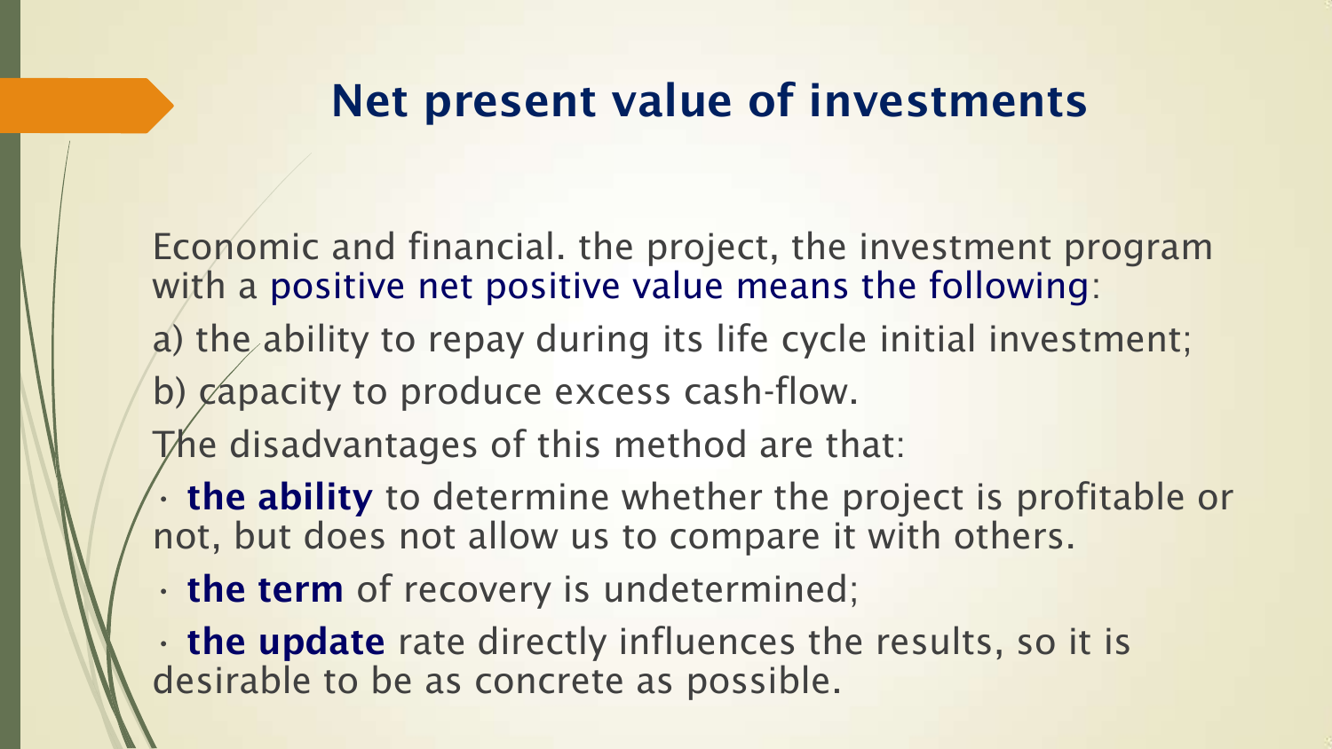# Net present value of investments

Economic and financial. the project, the investment program with a positive net positive value means the following:

a) the ability to repay during its life cycle initial investment;

b) capacity to produce excess cash-flow.

The disadvantages of this method are that:

- **the ability** to determine whether the project is profitable or not, but does not allow us to compare it with others.
- **the term** of recovery is undetermined;
- **the update** rate directly influences the results, so it is desirable to be as concrete as possible.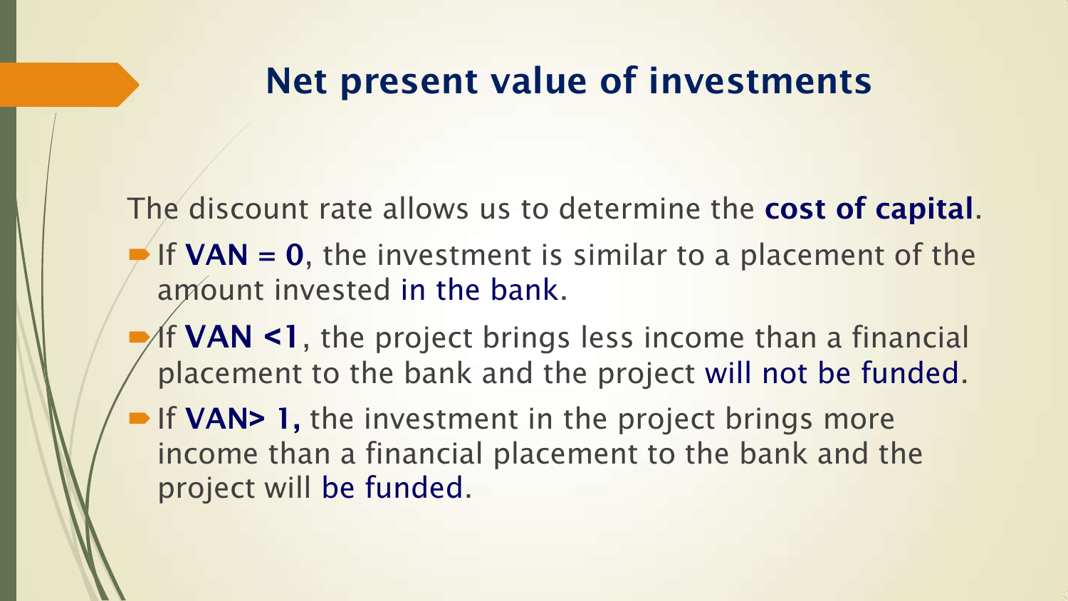# Net present value of investments

The discount rate allows us to determine the **cost of capital**.

- If **VAN = 0**, the investment is similar to a placement of the amount invested in the bank.
- If **VAN <1**, the project brings less income than a financial placement to the bank and the project will not be funded.
- If **VAN> 1,** the investment in the project brings more income than a financial placement to the bank and the project will be funded.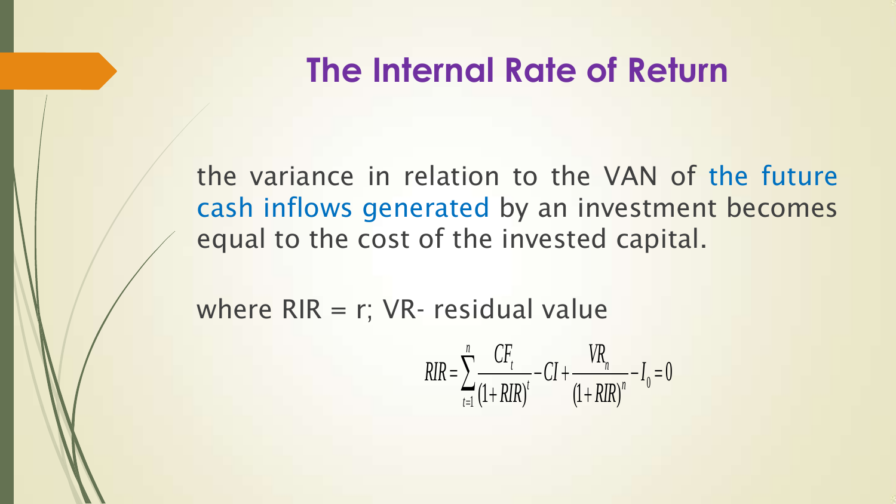# The Internal Rate of Return

the variance in relation to the VAN of the future cash inflows generated by an investment becomes equal to the cost of the invested capital.

where RIR = r; VR- residual value

$$RIR = \sum_{t=1}^{n} \frac{CF_t}{(1+RIR)^t} - CI + \frac{VR_n}{(1+RIR)^n} - I_0 = 0$$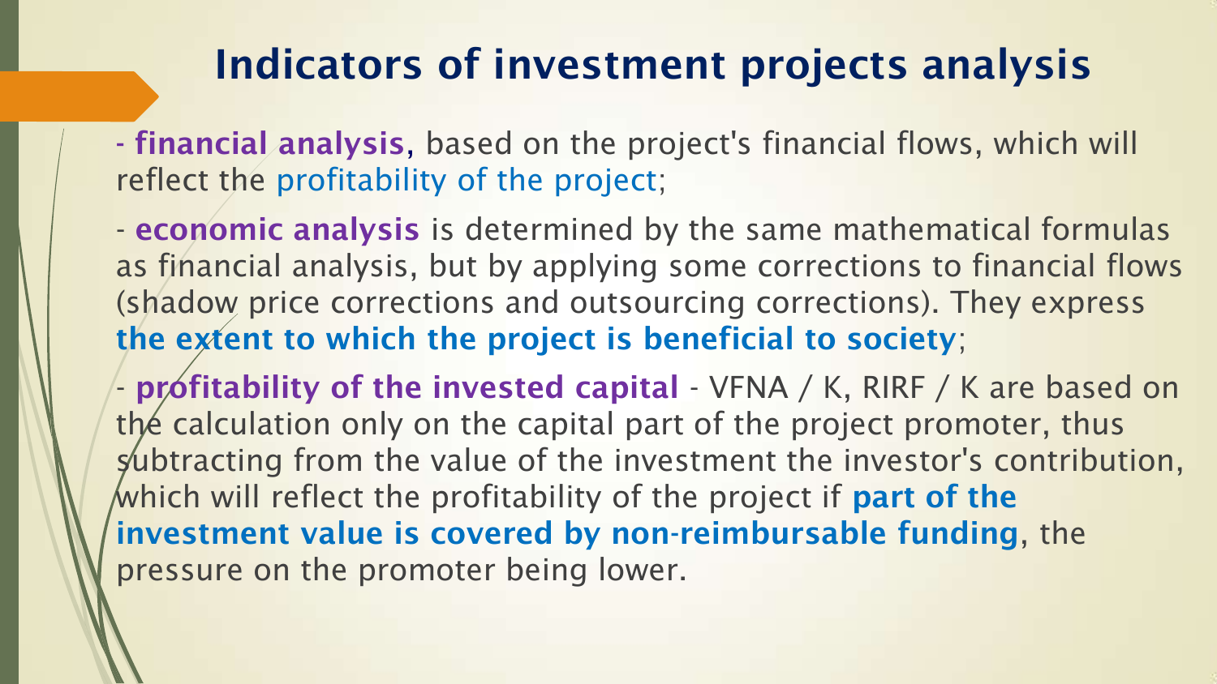# Indicators of investment projects analysis

- **financial analysis**, based on the project's financial flows, which will reflect the profitability of the project;

- **economic analysis** is determined by the same mathematical formulas as financial analysis, but by applying some corrections to financial flows (shadow price corrections and outsourcing corrections). They express **the extent to which the project is beneficial to society**;

- **profitability of the invested capital** - VFNA / K, RIRF / K are based on the calculation only on the capital part of the project promoter, thus subtracting from the value of the investment the investor's contribution, which will reflect the profitability of the project if **part of the investment value is covered by non-reimbursable funding**, the pressure on the promoter being lower.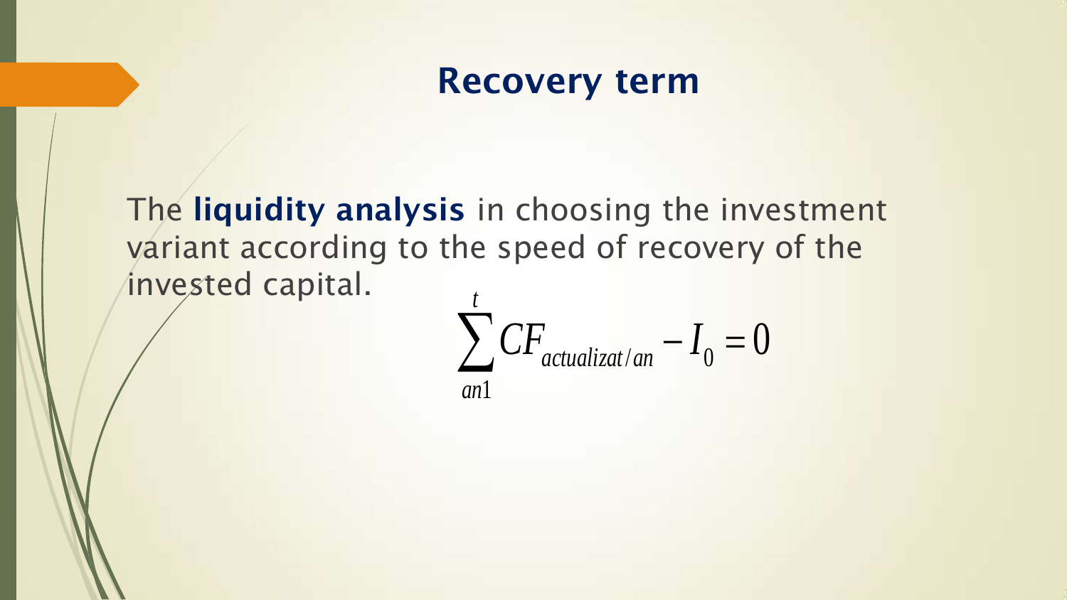# Recovery term

The **liquidity analysis** in choosing the investment variant according to the speed of recovery of the invested capital.

$$\sum_{an1}^{t} CF_{actualizat/an} - I_0 = 0$$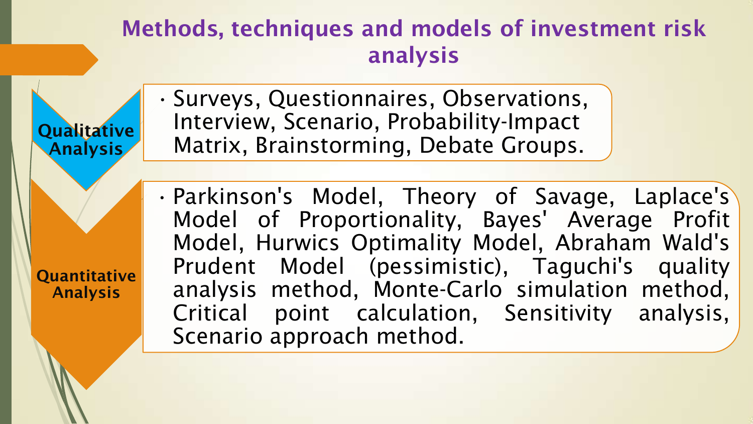# Methods, techniques and models of investment risk analysis

**Qualitative Analysis**

- Surveys, Questionnaires, Observations, Interview, Scenario, Probability-Impact Matrix, Brainstorming, Debate Groups.

**Quantitative Analysis**

- Parkinson's Model, Theory of Savage, Laplace's Model of Proportionality, Bayes' Average Profit Model, Hurwics Optimality Model, Abraham Wald's Prudent Model (pessimistic), Taguchi's quality analysis method, Monte-Carlo simulation method, Critical point calculation, Sensitivity analysis, Scenario approach method.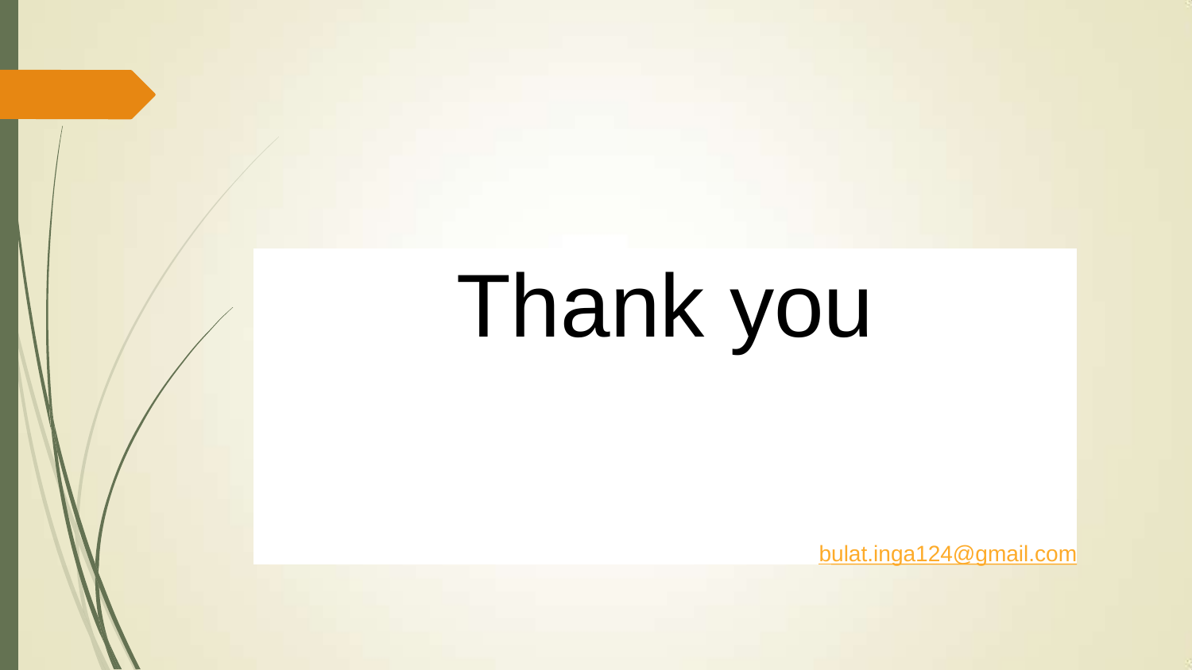# Thank you

bulat.inga124@gmail.com